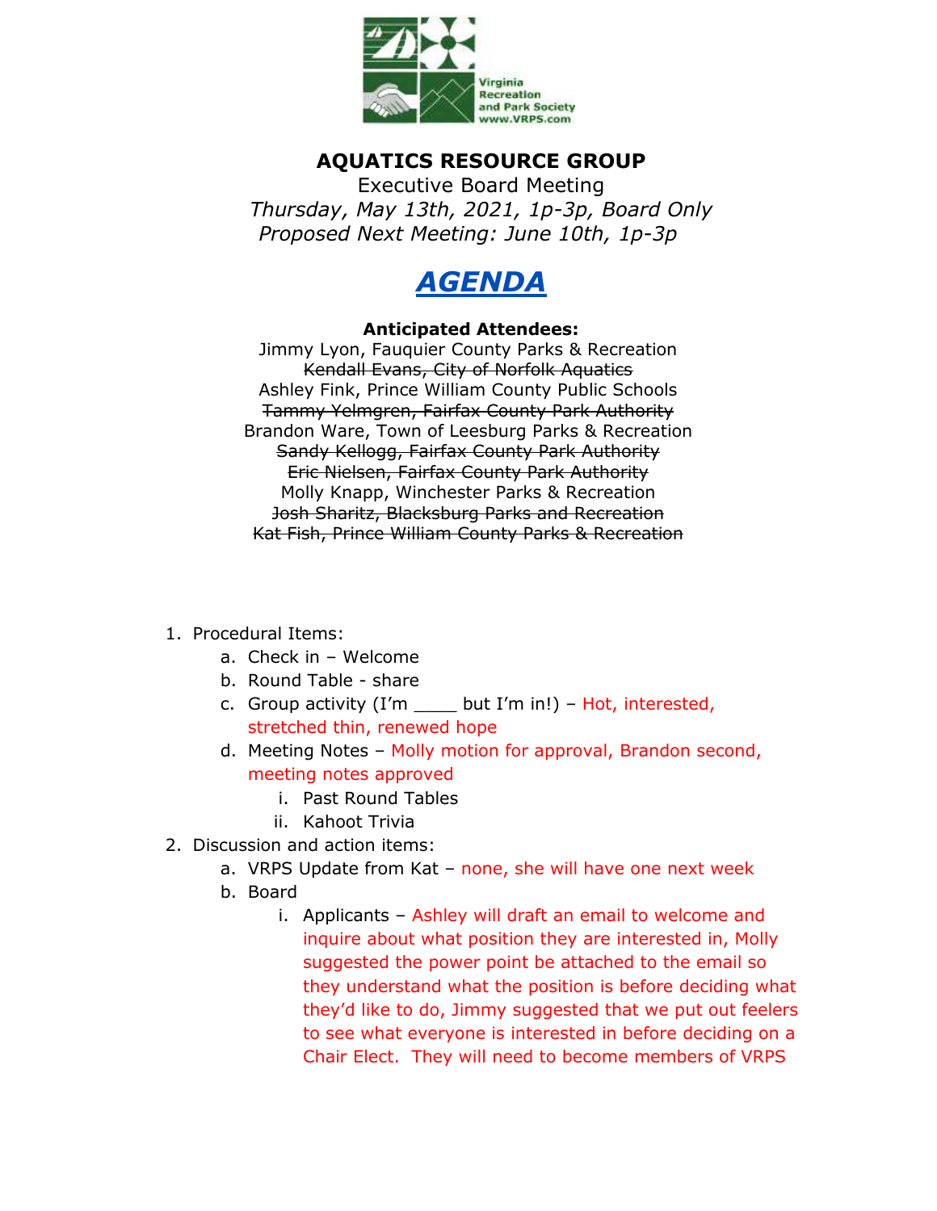Virginia Recreation and Park Society
www.VRPS.com

# AQUATICS RESOURCE GROUP

Executive Board Meeting

*Thursday, May 13th, 2021, 1p-3p, Board Only*

*Proposed Next Meeting: June 10th, 1p-3p*

## ***AGENDA***

**Anticipated Attendees:**

Jimmy Lyon, Fauquier County Parks & Recreation
~~Kendall Evans, City of Norfolk Aquatics~~
Ashley Fink, Prince William County Public Schools
~~Tammy Yelmgren, Fairfax County Park Authority~~
Brandon Ware, Town of Leesburg Parks & Recreation
~~Sandy Kellogg, Fairfax County Park Authority~~
~~Eric Nielsen, Fairfax County Park Authority~~
Molly Knapp, Winchester Parks & Recreation
~~Josh Sharitz, Blacksburg Parks and Recreation~~
~~Kat Fish, Prince William County Parks & Recreation~~

1. Procedural Items:
    a. Check in – Welcome
    b. Round Table - share
    c. Group activity (I'm ____ but I'm in!) – Hot, interested, stretched thin, renewed hope
    d. Meeting Notes – Molly motion for approval, Brandon second, meeting notes approved
        i. Past Round Tables
        ii. Kahoot Trivia
2. Discussion and action items:
    a. VRPS Update from Kat – none, she will have one next week
    b. Board
        i. Applicants – Ashley will draft an email to welcome and inquire about what position they are interested in, Molly suggested the power point be attached to the email so they understand what the position is before deciding what they'd like to do, Jimmy suggested that we put out feelers to see what everyone is interested in before deciding on a Chair Elect. They will need to become members of VRPS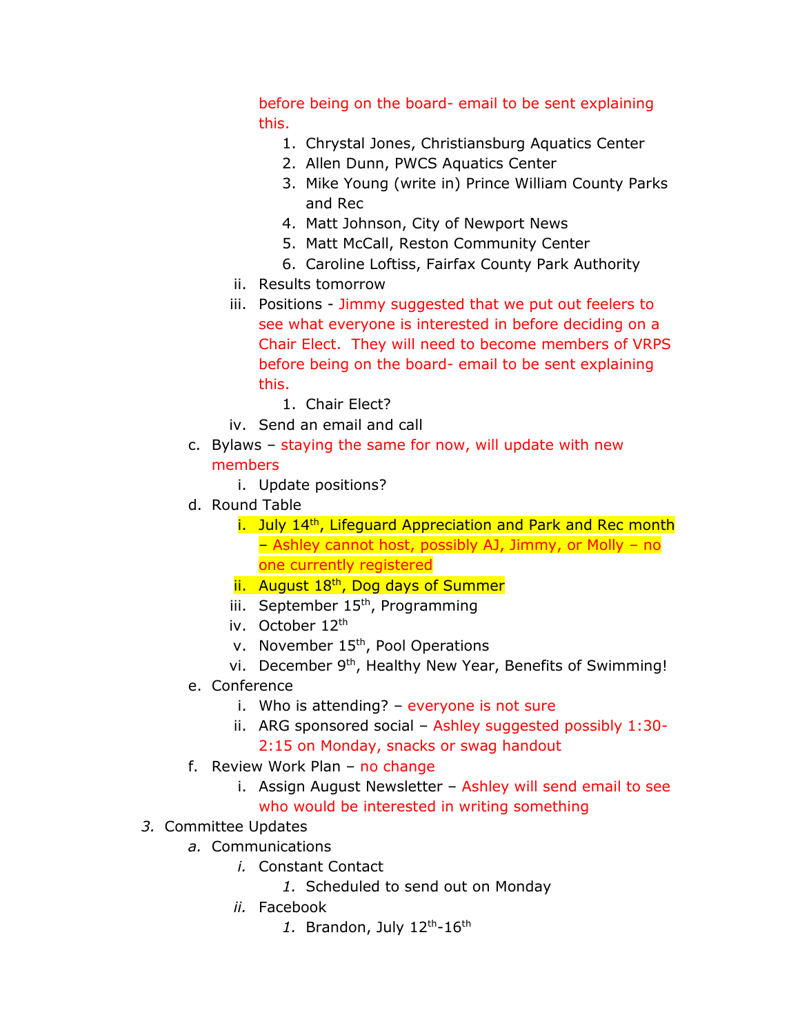before being on the board- email to be sent explaining this.

1. Chrystal Jones, Christiansburg Aquatics Center
2. Allen Dunn, PWCS Aquatics Center
3. Mike Young (write in) Prince William County Parks and Rec
4. Matt Johnson, City of Newport News
5. Matt McCall, Reston Community Center
6. Caroline Loftiss, Fairfax County Park Authority

- ii. Results tomorrow
- iii. Positions - Jimmy suggested that we put out feelers to see what everyone is interested in before deciding on a Chair Elect. They will need to become members of VRPS before being on the board- email to be sent explaining this.
  1. Chair Elect?
- iv. Send an email and call

c. Bylaws – staying the same for now, will update with new members
- i. Update positions?

d. Round Table
- i. July 14th, Lifeguard Appreciation and Park and Rec month – Ashley cannot host, possibly AJ, Jimmy, or Molly – no one currently registered
- ii. August 18th, Dog days of Summer
- iii. September 15th, Programming
- iv. October 12th
- v. November 15th, Pool Operations
- vi. December 9th, Healthy New Year, Benefits of Swimming!

e. Conference
- i. Who is attending? – everyone is not sure
- ii. ARG sponsored social – Ashley suggested possibly 1:30-2:15 on Monday, snacks or swag handout

f. Review Work Plan – no change
- i. Assign August Newsletter – Ashley will send email to see who would be interested in writing something

3. *Committee Updates*

*a.* Communications
- *i.* Constant Contact
  - *1.* Scheduled to send out on Monday
- *ii.* Facebook
  - *1.* Brandon, July 12th-16th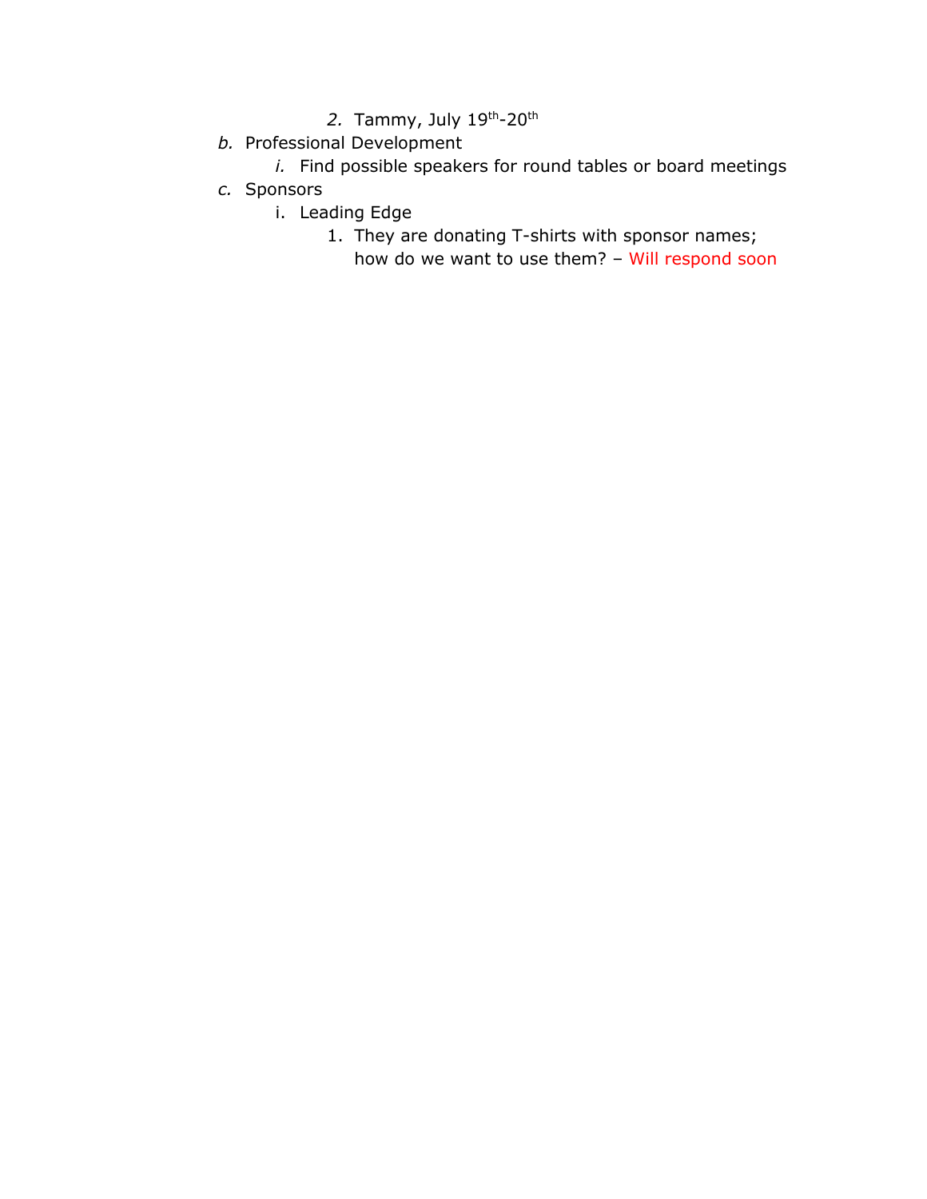2. Tammy, July 19th-20th

b. Professional Development

   i. Find possible speakers for round tables or board meetings

c. Sponsors

   i. Leading Edge

      1. They are donating T-shirts with sponsor names; how do we want to use them? – Will respond soon